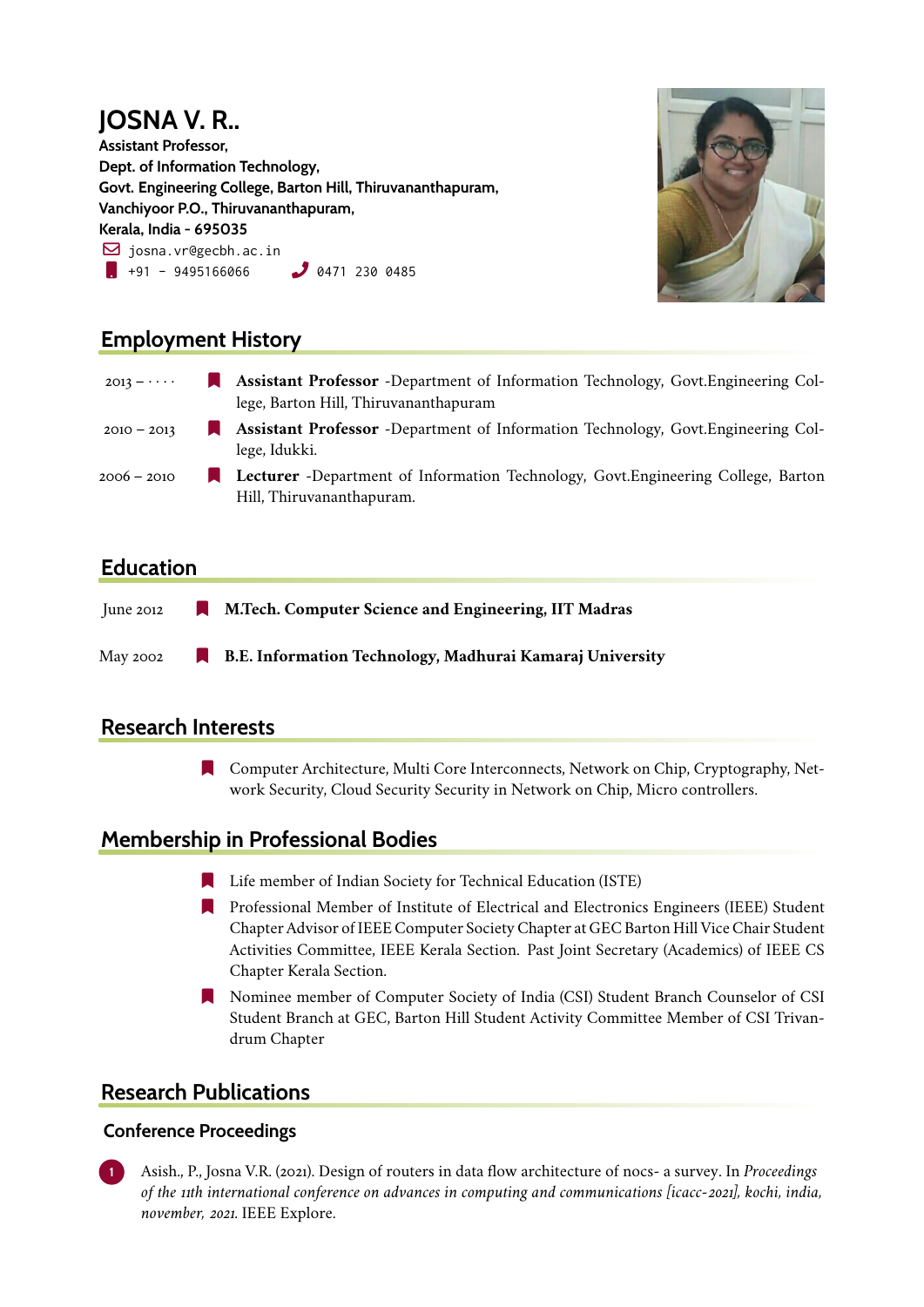# JOSNA V. R..

**Assistant Professor,**
**Dept. of Information Technology,**
**Govt. Engineering College, Barton Hill, Thiruvananthapuram,**
**Vanchiyoor P.O., Thiruvananthapuram,**
**Kerala, India - 695035**

josna.vr@gecbh.ac.in
+91 - 9495166066 &nbsp;&nbsp; 0471 230 0485

## Employment History

- 2013 – · · · · **Assistant Professor** -Department of Information Technology, Govt.Engineering College, Barton Hill, Thiruvananthapuram
- 2010 – 2013 **Assistant Professor** -Department of Information Technology, Govt.Engineering College, Idukki.
- 2006 – 2010 **Lecturer** -Department of Information Technology, Govt.Engineering College, Barton Hill, Thiruvananthapuram.

## Education

- June 2012 **M.Tech. Computer Science and Engineering, IIT Madras**
- May 2002 **B.E. Information Technology, Madhurai Kamaraj University**

## Research Interests

- Computer Architecture, Multi Core Interconnects, Network on Chip, Cryptography, Network Security, Cloud Security Security in Network on Chip, Micro controllers.

## Membership in Professional Bodies

- Life member of Indian Society for Technical Education (ISTE)
- Professional Member of Institute of Electrical and Electronics Engineers (IEEE) Student Chapter Advisor of IEEE Computer Society Chapter at GEC Barton Hill Vice Chair Student Activities Committee, IEEE Kerala Section. Past Joint Secretary (Academics) of IEEE CS Chapter Kerala Section.
- Nominee member of Computer Society of India (CSI) Student Branch Counselor of CSI Student Branch at GEC, Barton Hill Student Activity Committee Member of CSI Trivandrum Chapter

## Research Publications

### Conference Proceedings

1. Asish., P., Josna V.R. (2021). Design of routers in data flow architecture of nocs- a survey. In *Proceedings of the 11th international conference on advances in computing and communications [icacc-2021], kochi, india, november, 2021*. IEEE Explore.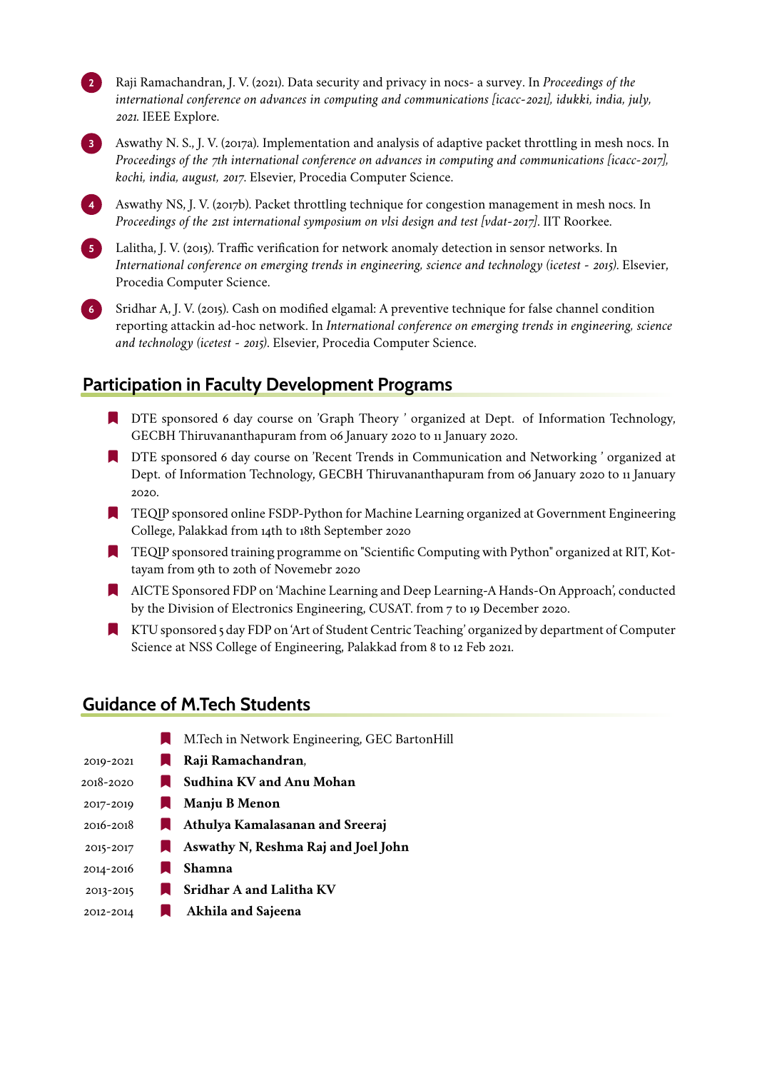2. Raji Ramachandran, J. V. (2021). Data security and privacy in nocs- a survey. In *Proceedings of the international conference on advances in computing and communications [icacc-2021], idukki, india, july, 2021*. IEEE Explore.

3. Aswathy N. S., J. V. (2017a). Implementation and analysis of adaptive packet throttling in mesh nocs. In *Proceedings of the 7th international conference on advances in computing and communications [icacc-2017], kochi, india, august, 2017*. Elsevier, Procedia Computer Science.

4. Aswathy NS, J. V. (2017b). Packet throttling technique for congestion management in mesh nocs. In *Proceedings of the 21st international symposium on vlsi design and test [vdat-2017]*. IIT Roorkee.

5. Lalitha, J. V. (2015). Traffic verification for network anomaly detection in sensor networks. In *International conference on emerging trends in engineering, science and technology (icetest - 2015)*. Elsevier, Procedia Computer Science.

6. Sridhar A, J. V. (2015). Cash on modified elgamal: A preventive technique for false channel condition reporting attackin ad-hoc network. In *International conference on emerging trends in engineering, science and technology (icetest - 2015)*. Elsevier, Procedia Computer Science.

## Participation in Faculty Development Programs

- DTE sponsored 6 day course on 'Graph Theory ' organized at Dept. of Information Technology, GECBH Thiruvananthapuram from 06 January 2020 to 11 January 2020.
- DTE sponsored 6 day course on 'Recent Trends in Communication and Networking ' organized at Dept. of Information Technology, GECBH Thiruvananthapuram from 06 January 2020 to 11 January 2020.
- TEQIP sponsored online FSDP-Python for Machine Learning organized at Government Engineering College, Palakkad from 14th to 18th September 2020
- TEQIP sponsored training programme on "Scientific Computing with Python" organized at RIT, Kottayam from 9th to 20th of Novemebr 2020
- AICTE Sponsored FDP on 'Machine Learning and Deep Learning-A Hands-On Approach', conducted by the Division of Electronics Engineering, CUSAT. from 7 to 19 December 2020.
- KTU sponsored 5 day FDP on 'Art of Student Centric Teaching' organized by department of Computer Science at NSS College of Engineering, Palakkad from 8 to 12 Feb 2021.

## Guidance of M.Tech Students

- M.Tech in Network Engineering, GEC BartonHill
- 2019-2021 **Raji Ramachandran**,
- 2018-2020 **Sudhina KV and Anu Mohan**
- 2017-2019 **Manju B Menon**
- 2016-2018 **Athulya Kamalasanan and Sreeraj**
- 2015-2017 **Aswathy N, Reshma Raj and Joel John**
- 2014-2016 **Shamna**
- 2013-2015 **Sridhar A and Lalitha KV**
- 2012-2014 **Akhila and Sajeena**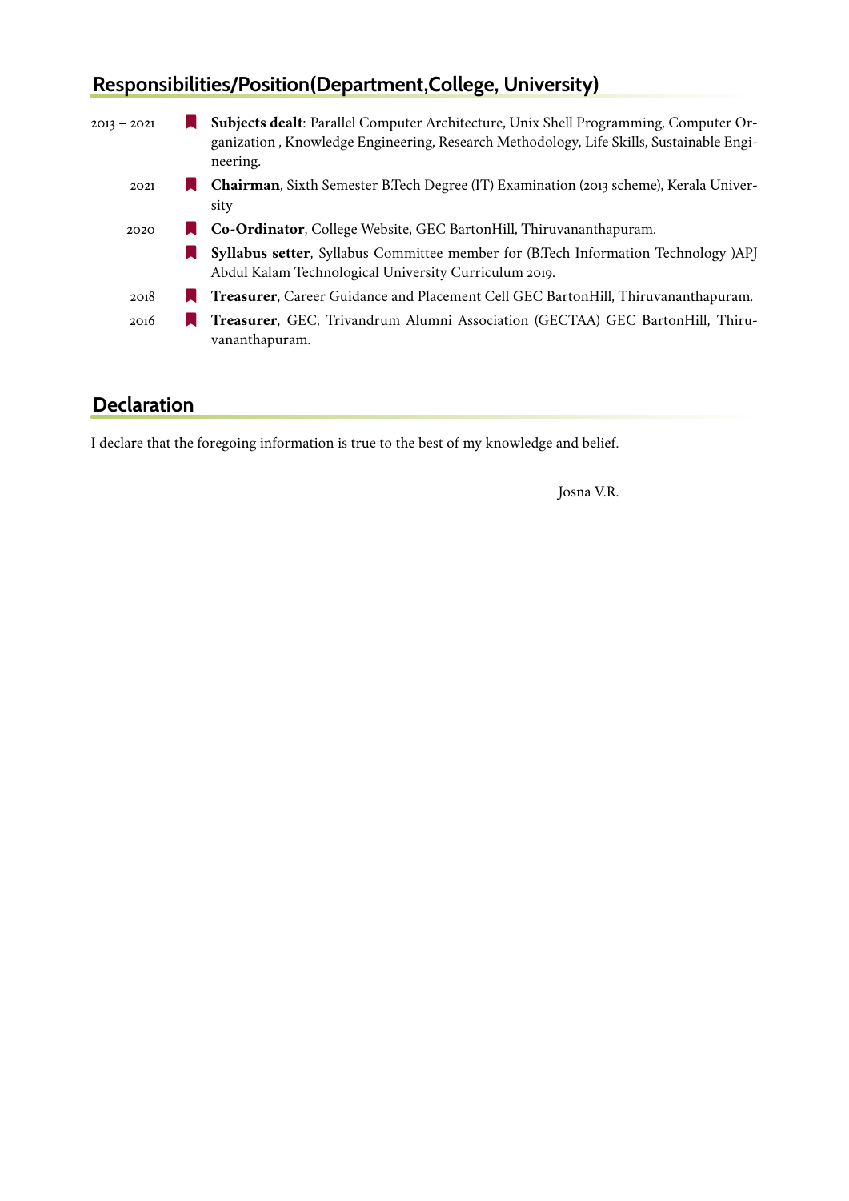## Responsibilities/Position(Department,College, University)

2013 – 2021 **Subjects dealt**: Parallel Computer Architecture, Unix Shell Programming, Computer Organization , Knowledge Engineering, Research Methodology, Life Skills, Sustainable Engineering.

2021 **Chairman**, Sixth Semester B.Tech Degree (IT) Examination (2013 scheme), Kerala University

2020 **Co-Ordinator**, College Website, GEC BartonHill, Thiruvananthapuram.

**Syllabus setter**, Syllabus Committee member for (B.Tech Information Technology )APJ Abdul Kalam Technological University Curriculum 2019.

2018 **Treasurer**, Career Guidance and Placement Cell GEC BartonHill, Thiruvananthapuram.

2016 **Treasurer**, GEC, Trivandrum Alumni Association (GECTAA) GEC BartonHill, Thiruvananthapuram.

## Declaration

I declare that the foregoing information is true to the best of my knowledge and belief.

Josna V.R.